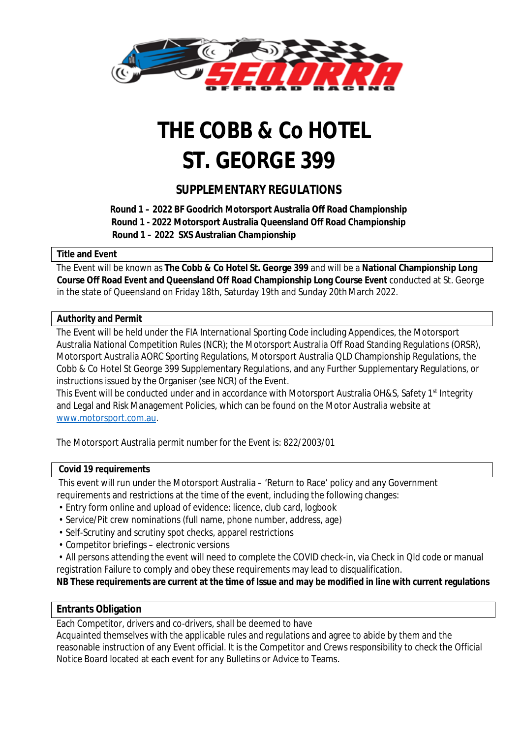# THE COBB & Co HOTEL ST. GEORGE 399

## SUPPLEMENTARY REGULATIONS

**Round 1 – 2022 BF Goodrich Motorsport Australia Off Road Championship**
**Round 1 - 2022 Motorsport Australia Queensland Off Road Championship**
**Round 1 – 2022 SXS Australian Championship**

### Title and Event

The Event will be known as **The Cobb & Co Hotel St. George 399** and will be a **National Championship Long Course Off Road Event and Queensland Off Road Championship Long Course Event** conducted at St. George in the state of Queensland on Friday 18th, Saturday 19th and Sunday 20th March 2022.

### Authority and Permit

The Event will be held under the FIA International Sporting Code including Appendices, the Motorsport Australia National Competition Rules (NCR); the Motorsport Australia Off Road Standing Regulations (ORSR), Motorsport Australia AORC Sporting Regulations, Motorsport Australia QLD Championship Regulations, the Cobb & Co Hotel St George 399 Supplementary Regulations, and any Further Supplementary Regulations, or instructions issued by the Organiser (see NCR) of the Event.

This Event will be conducted under and in accordance with Motorsport Australia OH&S, Safety 1st Integrity and Legal and Risk Management Policies, which can be found on the Motor Australia website at www.motorsport.com.au.

The Motorsport Australia permit number for the Event is: 822/2003/01

### Covid 19 requirements

This event will run under the Motorsport Australia – 'Return to Race' policy and any Government requirements and restrictions at the time of the event, including the following changes:

- Entry form online and upload of evidence: licence, club card, logbook
- Service/Pit crew nominations (full name, phone number, address, age)
- Self-Scrutiny and scrutiny spot checks, apparel restrictions
- Competitor briefings – electronic versions
- All persons attending the event will need to complete the COVID check-in, via Check in Qld code or manual registration Failure to comply and obey these requirements may lead to disqualification.

**NB These requirements are current at the time of Issue and may be modified in line with current regulations**

### Entrants Obligation

Each Competitor, drivers and co-drivers, shall be deemed to have Acquainted themselves with the applicable rules and regulations and agree to abide by them and the reasonable instruction of any Event official. It is the Competitor and Crews responsibility to check the Official Notice Board located at each event for any Bulletins or Advice to Teams.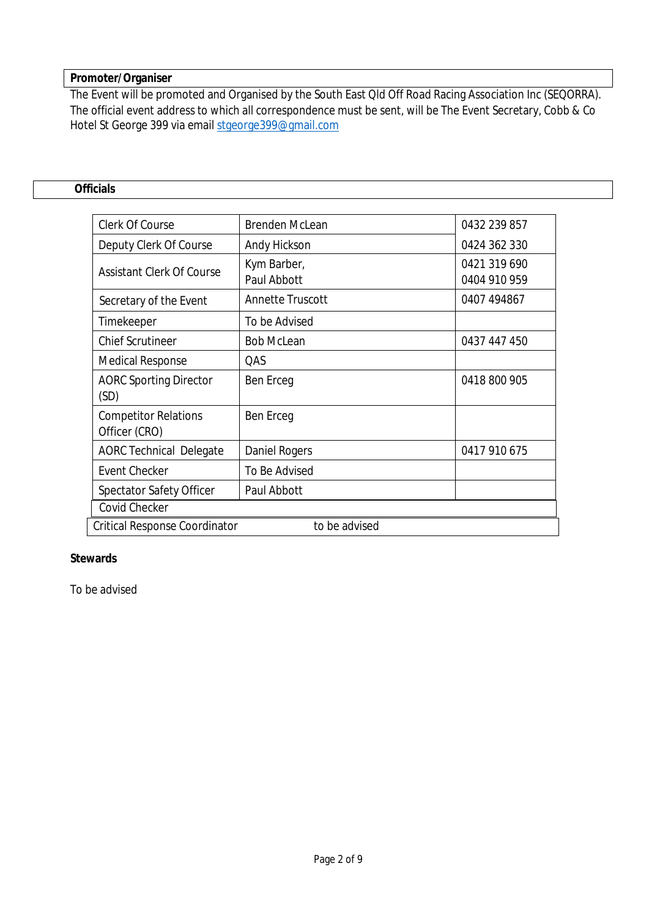## Promoter/Organiser

The Event will be promoted and Organised by the South East Qld Off Road Racing Association Inc (SEQORRA). The official event address to which all correspondence must be sent, will be The Event Secretary, Cobb & Co Hotel St George 399 via email stgeorge399@gmail.com

## Officials

| | | |
|---|---|---|
| Clerk Of Course | Brenden McLean | 0432 239 857 |
| Deputy Clerk Of Course | Andy Hickson | 0424 362 330 |
| Assistant Clerk Of Course | Kym Barber,<br>Paul Abbott | 0421 319 690<br>0404 910 959 |
| Secretary of the Event | Annette Truscott | 0407 494867 |
| Timekeeper | To be Advised | |
| Chief Scrutineer | Bob McLean | 0437 447 450 |
| Medical Response | QAS | |
| AORC Sporting Director (SD) | Ben Erceg | 0418 800 905 |
| Competitor Relations Officer (CRO) | Ben Erceg | |
| AORC Technical Delegate | Daniel Rogers | 0417 910 675 |
| Event Checker | To Be Advised | |
| Spectator Safety Officer | Paul Abbott | |
| Covid Checker | | |
| Critical Response Coordinator | to be advised | |

**Stewards**

To be advised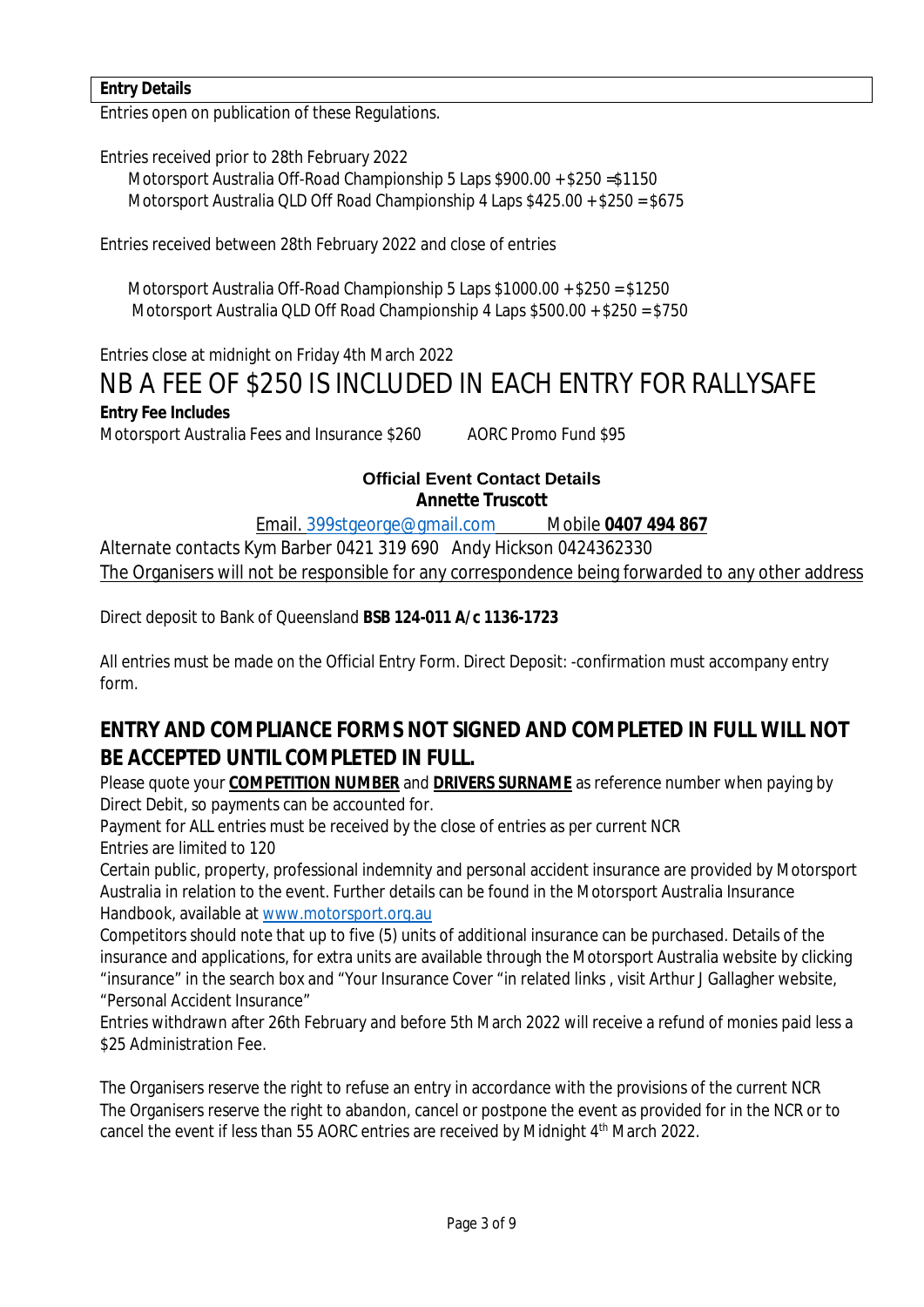**Entry Details**

Entries open on publication of these Regulations.

Entries received prior to 28th February 2022

Motorsport Australia Off-Road Championship 5 Laps $900.00 + $250 =$1150
Motorsport Australia QLD Off Road Championship 4 Laps $425.00 + $250 = $675

Entries received between 28th February 2022 and close of entries

Motorsport Australia Off-Road Championship 5 Laps $1000.00 + $250 = $1250
Motorsport Australia QLD Off Road Championship 4 Laps $500.00 + $250 = $750

Entries close at midnight on Friday 4th March 2022

# NB A FEE OF $250 IS INCLUDED IN EACH ENTRY FOR RALLYSAFE

**Entry Fee Includes**

Motorsport Australia Fees and Insurance $260 AORC Promo Fund $95

**Official Event Contact Details**
**Annette Truscott**

Email. 399stgeorge@gmail.com Mobile **0407 494 867**

Alternate contacts Kym Barber 0421 319 690 Andy Hickson 0424362330

The Organisers will not be responsible for any correspondence being forwarded to any other address

Direct deposit to Bank of Queensland **BSB 124-011 A/c 1136-1723**

All entries must be made on the Official Entry Form. Direct Deposit: -confirmation must accompany entry form.

## ENTRY AND COMPLIANCE FORMS NOT SIGNED AND COMPLETED IN FULL WILL NOT BE ACCEPTED UNTIL COMPLETED IN FULL.

Please quote your **COMPETITION NUMBER** and **DRIVERS SURNAME** as reference number when paying by Direct Debit, so payments can be accounted for.

Payment for ALL entries must be received by the close of entries as per current NCR

Entries are limited to 120

Certain public, property, professional indemnity and personal accident insurance are provided by Motorsport Australia in relation to the event. Further details can be found in the Motorsport Australia Insurance Handbook, available at www.motorsport.org.au

Competitors should note that up to five (5) units of additional insurance can be purchased. Details of the insurance and applications, for extra units are available through the Motorsport Australia website by clicking "insurance" in the search box and "Your Insurance Cover "in related links , visit Arthur J Gallagher website, "Personal Accident Insurance"

Entries withdrawn after 26th February and before 5th March 2022 will receive a refund of monies paid less a $25 Administration Fee.

The Organisers reserve the right to refuse an entry in accordance with the provisions of the current NCR

The Organisers reserve the right to abandon, cancel or postpone the event as provided for in the NCR or to cancel the event if less than 55 AORC entries are received by Midnight 4th March 2022.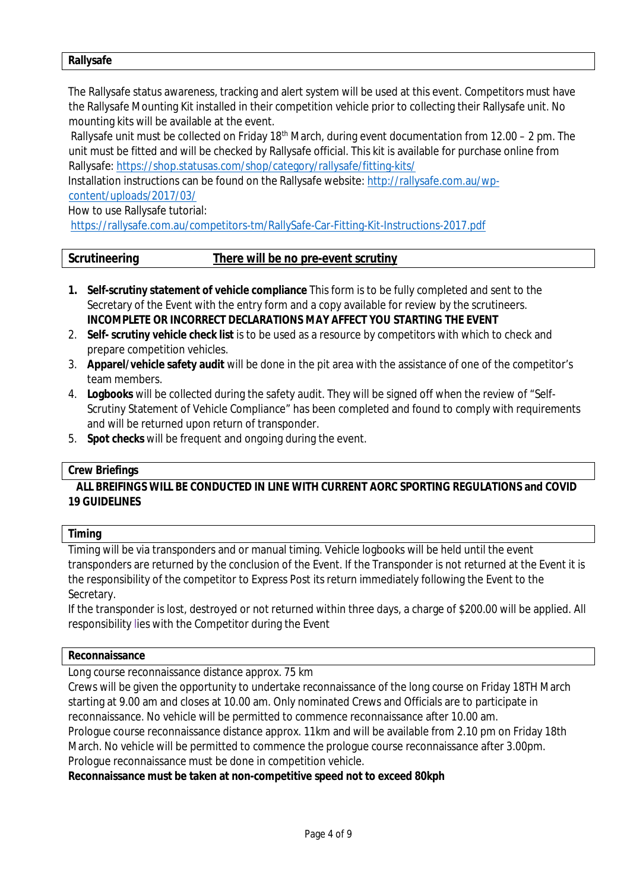## Rallysafe

The Rallysafe status awareness, tracking and alert system will be used at this event. Competitors must have the Rallysafe Mounting Kit installed in their competition vehicle prior to collecting their Rallysafe unit. No mounting kits will be available at the event.

Rallysafe unit must be collected on Friday 18th March, during event documentation from 12.00 – 2 pm. The unit must be fitted and will be checked by Rallysafe official. This kit is available for purchase online from Rallysafe: https://shop.statusas.com/shop/category/rallysafe/fitting-kits/

Installation instructions can be found on the Rallysafe website: http://rallysafe.com.au/wp-content/uploads/2017/03/

How to use Rallysafe tutorial:
https://rallysafe.com.au/competitors-tm/RallySafe-Car-Fitting-Kit-Instructions-2017.pdf

## Scrutineering — <u>There will be no pre-event scrutiny</u>

1. **Self-scrutiny statement of vehicle compliance** This form is to be fully completed and sent to the Secretary of the Event with the entry form and a copy available for review by the scrutineers. **INCOMPLETE OR INCORRECT DECLARATIONS MAY AFFECT YOU STARTING THE EVENT**
2. **Self- scrutiny vehicle check list** is to be used as a resource by competitors with which to check and prepare competition vehicles.
3. **Apparel/vehicle safety audit** will be done in the pit area with the assistance of one of the competitor's team members.
4. **Logbooks** will be collected during the safety audit. They will be signed off when the review of "Self-Scrutiny Statement of Vehicle Compliance" has been completed and found to comply with requirements and will be returned upon return of transponder.
5. **Spot checks** will be frequent and ongoing during the event.

## Crew Briefings

**ALL BREIFINGS WILL BE CONDUCTED IN LINE WITH CURRENT AORC SPORTING REGULATIONS and COVID 19 GUIDELINES**

## Timing

Timing will be via transponders and or manual timing. Vehicle logbooks will be held until the event transponders are returned by the conclusion of the Event. If the Transponder is not returned at the Event it is the responsibility of the competitor to Express Post its return immediately following the Event to the Secretary.

If the transponder is lost, destroyed or not returned within three days, a charge of $200.00 will be applied. All responsibility lies with the Competitor during the Event

## Reconnaissance

Long course reconnaissance distance approx. 75 km

Crews will be given the opportunity to undertake reconnaissance of the long course on Friday 18TH March starting at 9.00 am and closes at 10.00 am. Only nominated Crews and Officials are to participate in reconnaissance. No vehicle will be permitted to commence reconnaissance after 10.00 am.

Prologue course reconnaissance distance approx. 11km and will be available from 2.10 pm on Friday 18th March. No vehicle will be permitted to commence the prologue course reconnaissance after 3.00pm. Prologue reconnaissance must be done in competition vehicle.

**Reconnaissance must be taken at non-competitive speed not to exceed 80kph**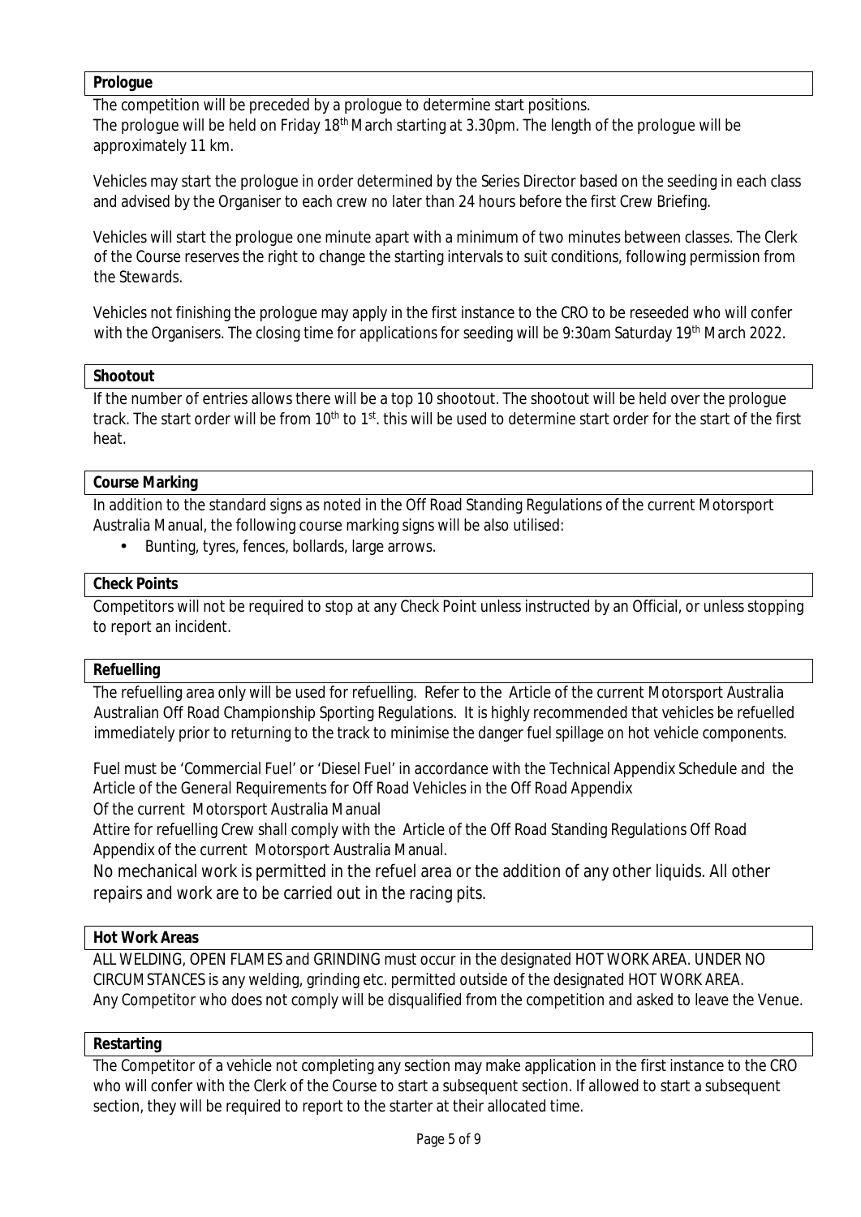**Prologue**

The competition will be preceded by a prologue to determine start positions.
The prologue will be held on Friday 18th March starting at 3.30pm. The length of the prologue will be approximately 11 km.

Vehicles may start the prologue in order determined by the Series Director based on the seeding in each class and advised by the Organiser to each crew no later than 24 hours before the first Crew Briefing.

Vehicles will start the prologue one minute apart with a minimum of two minutes between classes. The Clerk of the Course reserves the right to change the starting intervals to suit conditions, following permission from the Stewards.

Vehicles not finishing the prologue may apply in the first instance to the CRO to be reseeded who will confer with the Organisers. The closing time for applications for seeding will be 9:30am Saturday 19th March 2022.

**Shootout**

If the number of entries allows there will be a top 10 shootout. The shootout will be held over the prologue track. The start order will be from 10th to 1st. this will be used to determine start order for the start of the first heat.

**Course Marking**

In addition to the standard signs as noted in the Off Road Standing Regulations of the current Motorsport Australia Manual, the following course marking signs will be also utilised:

- Bunting, tyres, fences, bollards, large arrows.

**Check Points**

Competitors will not be required to stop at any Check Point unless instructed by an Official, or unless stopping to report an incident.

**Refuelling**

The refuelling area only will be used for refuelling. Refer to the Article of the current Motorsport Australia Australian Off Road Championship Sporting Regulations. It is highly recommended that vehicles be refuelled immediately prior to returning to the track to minimise the danger fuel spillage on hot vehicle components.

Fuel must be 'Commercial Fuel' or 'Diesel Fuel' in accordance with the Technical Appendix Schedule and the Article of the General Requirements for Off Road Vehicles in the Off Road Appendix
Of the current Motorsport Australia Manual
Attire for refuelling Crew shall comply with the Article of the Off Road Standing Regulations Off Road Appendix of the current Motorsport Australia Manual.
No mechanical work is permitted in the refuel area or the addition of any other liquids. All other repairs and work are to be carried out in the racing pits.

**Hot Work Areas**

ALL WELDING, OPEN FLAMES and GRINDING must occur in the designated HOT WORK AREA. UNDER NO CIRCUMSTANCES is any welding, grinding etc. permitted outside of the designated HOT WORK AREA.
Any Competitor who does not comply will be disqualified from the competition and asked to leave the Venue.

**Restarting**

The Competitor of a vehicle not completing any section may make application in the first instance to the CRO who will confer with the Clerk of the Course to start a subsequent section. If allowed to start a subsequent section, they will be required to report to the starter at their allocated time.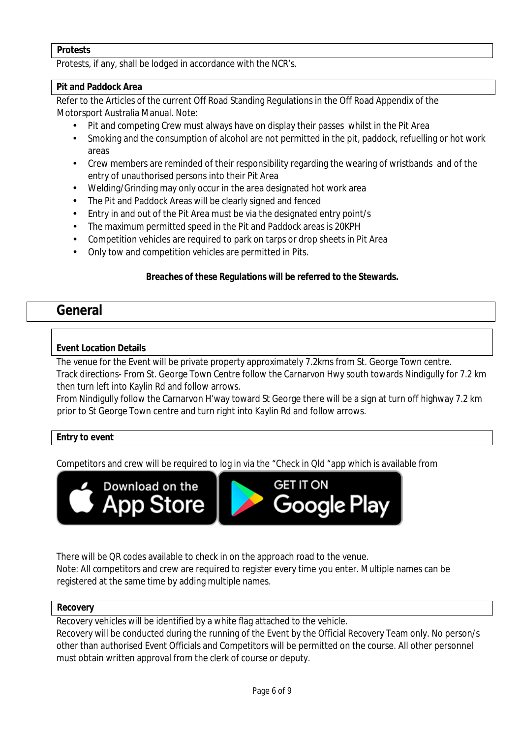### Protests

Protests, if any, shall be lodged in accordance with the NCR's.

### Pit and Paddock Area

Refer to the Articles of the current Off Road Standing Regulations in the Off Road Appendix of the Motorsport Australia Manual. Note:

- Pit and competing Crew must always have on display their passes whilst in the Pit Area
- Smoking and the consumption of alcohol are not permitted in the pit, paddock, refuelling or hot work areas
- Crew members are reminded of their responsibility regarding the wearing of wristbands and of the entry of unauthorised persons into their Pit Area
- Welding/Grinding may only occur in the area designated hot work area
- The Pit and Paddock Areas will be clearly signed and fenced
- Entry in and out of the Pit Area must be via the designated entry point/s
- The maximum permitted speed in the Pit and Paddock areas is 20KPH
- Competition vehicles are required to park on tarps or drop sheets in Pit Area
- Only tow and competition vehicles are permitted in Pits.

**Breaches of these Regulations will be referred to the Stewards.**

## General

### Event Location Details

The venue for the Event will be private property approximately 7.2kms from St. George Town centre.
Track directions- From St. George Town Centre follow the Carnarvon Hwy south towards Nindigully for 7.2 km then turn left into Kaylin Rd and follow arrows.
From Nindigully follow the Carnarvon H'way toward St George there will be a sign at turn off highway 7.2 km prior to St George Town centre and turn right into Kaylin Rd and follow arrows.

### Entry to event

Competitors and crew will be required to log in via the "Check in Qld "app which is available from

Download on the App Store | GET IT ON Google Play

There will be QR codes available to check in on the approach road to the venue.
Note: All competitors and crew are required to register every time you enter. Multiple names can be registered at the same time by adding multiple names.

### Recovery

Recovery vehicles will be identified by a white flag attached to the vehicle.
Recovery will be conducted during the running of the Event by the Official Recovery Team only. No person/s other than authorised Event Officials and Competitors will be permitted on the course. All other personnel must obtain written approval from the clerk of course or deputy.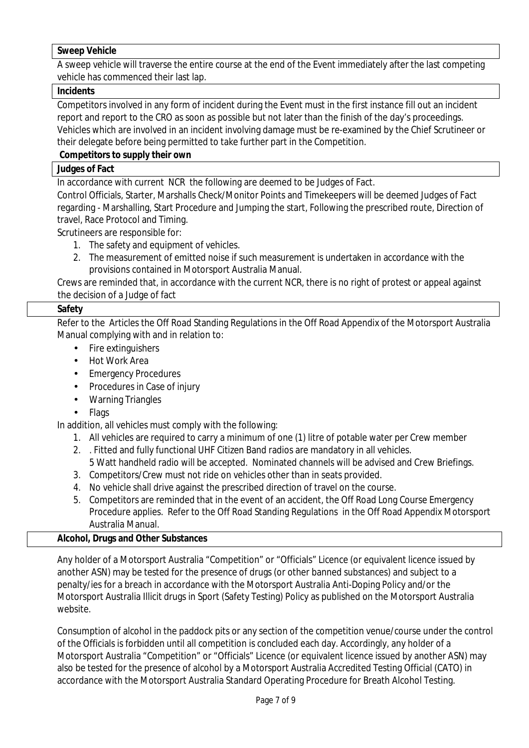**Sweep Vehicle**

A sweep vehicle will traverse the entire course at the end of the Event immediately after the last competing vehicle has commenced their last lap.

**Incidents**

Competitors involved in any form of incident during the Event must in the first instance fill out an incident report and report to the CRO as soon as possible but not later than the finish of the day's proceedings. Vehicles which are involved in an incident involving damage must be re-examined by the Chief Scrutineer or their delegate before being permitted to take further part in the Competition.

**Competitors to supply their own**

**Judges of Fact**

In accordance with current NCR the following are deemed to be Judges of Fact.

Control Officials, Starter, Marshalls Check/Monitor Points and Timekeepers will be deemed Judges of Fact regarding - Marshalling, Start Procedure and Jumping the start, Following the prescribed route, Direction of travel, Race Protocol and Timing.

Scrutineers are responsible for:

1. The safety and equipment of vehicles.
2. The measurement of emitted noise if such measurement is undertaken in accordance with the provisions contained in Motorsport Australia Manual.

Crews are reminded that, in accordance with the current NCR, there is no right of protest or appeal against the decision of a Judge of fact

**Safety**

Refer to the Articles the Off Road Standing Regulations in the Off Road Appendix of the Motorsport Australia Manual complying with and in relation to:

- Fire extinguishers
- Hot Work Area
- Emergency Procedures
- Procedures in Case of injury
- Warning Triangles
- Flags

In addition, all vehicles must comply with the following:

1. All vehicles are required to carry a minimum of one (1) litre of potable water per Crew member
2. . Fitted and fully functional UHF Citizen Band radios are mandatory in all vehicles.
   5 Watt handheld radio will be accepted. Nominated channels will be advised and Crew Briefings.
3. Competitors/Crew must not ride on vehicles other than in seats provided.
4. No vehicle shall drive against the prescribed direction of travel on the course.
5. Competitors are reminded that in the event of an accident, the Off Road Long Course Emergency Procedure applies. Refer to the Off Road Standing Regulations in the Off Road Appendix Motorsport Australia Manual.

**Alcohol, Drugs and Other Substances**

Any holder of a Motorsport Australia "Competition" or "Officials" Licence (or equivalent licence issued by another ASN) may be tested for the presence of drugs (or other banned substances) and subject to a penalty/ies for a breach in accordance with the Motorsport Australia Anti-Doping Policy and/or the Motorsport Australia Illicit drugs in Sport (Safety Testing) Policy as published on the Motorsport Australia website.

Consumption of alcohol in the paddock pits or any section of the competition venue/course under the control of the Officials is forbidden until all competition is concluded each day. Accordingly, any holder of a Motorsport Australia "Competition" or "Officials" Licence (or equivalent licence issued by another ASN) may also be tested for the presence of alcohol by a Motorsport Australia Accredited Testing Official (CATO) in accordance with the Motorsport Australia Standard Operating Procedure for Breath Alcohol Testing.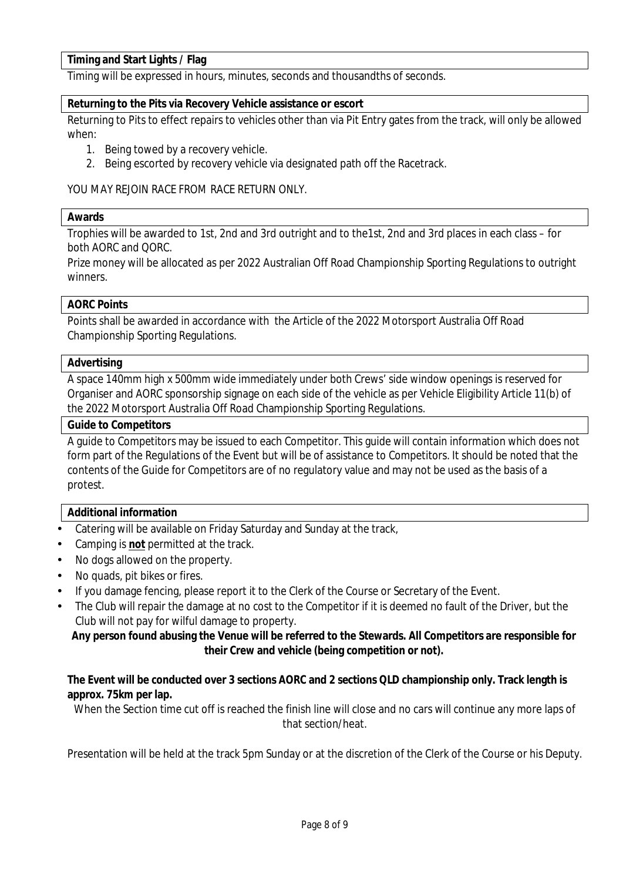**Timing and Start Lights / Flag**

Timing will be expressed in hours, minutes, seconds and thousandths of seconds.

**Returning to the Pits via Recovery Vehicle assistance or escort**

Returning to Pits to effect repairs to vehicles other than via Pit Entry gates from the track, will only be allowed when:

1. Being towed by a recovery vehicle.
2. Being escorted by recovery vehicle via designated path off the Racetrack.

YOU MAY REJOIN RACE FROM RACE RETURN ONLY.

**Awards**

Trophies will be awarded to 1st, 2nd and 3rd outright and to the1st, 2nd and 3rd places in each class – for both AORC and QORC.
Prize money will be allocated as per 2022 Australian Off Road Championship Sporting Regulations to outright winners.

**AORC Points**

Points shall be awarded in accordance with the Article of the 2022 Motorsport Australia Off Road Championship Sporting Regulations.

**Advertising**

A space 140mm high x 500mm wide immediately under both Crews' side window openings is reserved for Organiser and AORC sponsorship signage on each side of the vehicle as per Vehicle Eligibility Article 11(b) of the 2022 Motorsport Australia Off Road Championship Sporting Regulations.

**Guide to Competitors**

A guide to Competitors may be issued to each Competitor. This guide will contain information which does not form part of the Regulations of the Event but will be of assistance to Competitors. It should be noted that the contents of the Guide for Competitors are of no regulatory value and may not be used as the basis of a protest.

**Additional information**

- Catering will be available on Friday Saturday and Sunday at the track,
- Camping is **not** permitted at the track.
- No dogs allowed on the property.
- No quads, pit bikes or fires.
- If you damage fencing, please report it to the Clerk of the Course or Secretary of the Event.
- The Club will repair the damage at no cost to the Competitor if it is deemed no fault of the Driver, but the Club will not pay for wilful damage to property.

**Any person found abusing the Venue will be referred to the Stewards. All Competitors are responsible for their Crew and vehicle (being competition or not).**

**The Event will be conducted over 3 sections AORC and 2 sections QLD championship only. Track length is approx. 75km per lap.**

When the Section time cut off is reached the finish line will close and no cars will continue any more laps of that section/heat.

Presentation will be held at the track 5pm Sunday or at the discretion of the Clerk of the Course or his Deputy.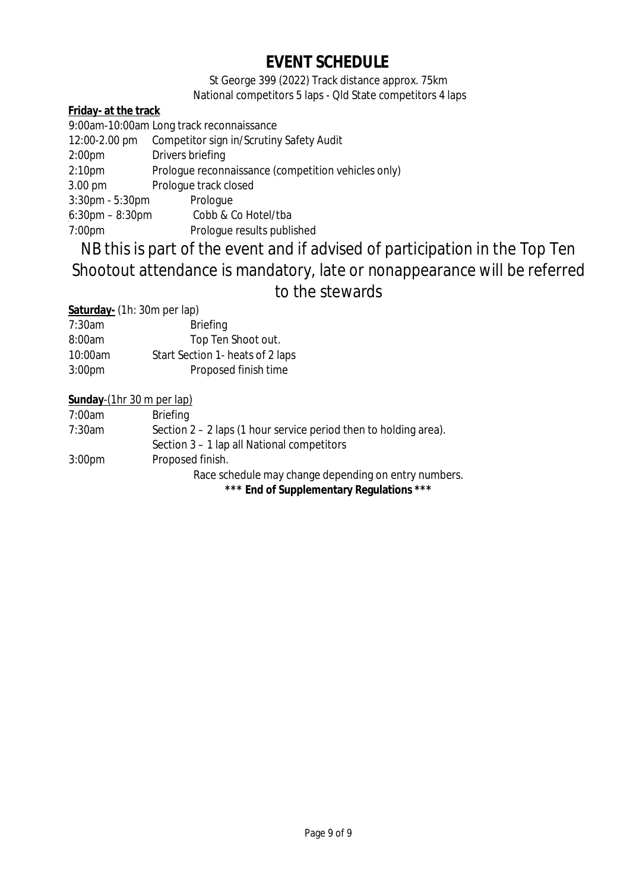# EVENT SCHEDULE

St George 399 (2022) Track distance approx. 75km
National competitors 5 laps - Qld State competitors 4 laps

**Friday- at the track**

| | |
|---|---|
| 9:00am-10:00am | Long track reconnaissance |
| 12:00-2.00 pm | Competitor sign in/Scrutiny Safety Audit |
| 2:00pm | Drivers briefing |
| 2:10pm | Prologue reconnaissance (competition vehicles only) |
| 3.00 pm | Prologue track closed |
| 3:30pm - 5:30pm | Prologue |
| 6:30pm – 8:30pm | Cobb & Co Hotel/tba |
| 7:00pm | Prologue results published |

NB this is part of the event and if advised of participation in the Top Ten Shootout attendance is mandatory, late or nonappearance will be referred to the stewards

**Saturday-** (1h: 30m per lap)

| | |
|---|---|
| 7:30am | Briefing |
| 8:00am | Top Ten Shoot out. |
| 10:00am | Start Section 1- heats of 2 laps |
| 3:00pm | Proposed finish time |

**Sunday**-(1hr 30 m per lap)

| | |
|---|---|
| 7:00am | Briefing |
| 7:30am | Section 2 – 2 laps (1 hour service period then to holding area). |
| | Section 3 – 1 lap all National competitors |
| 3:00pm | Proposed finish. |

Race schedule may change depending on entry numbers.

**\*\*\* End of Supplementary Regulations \*\*\***